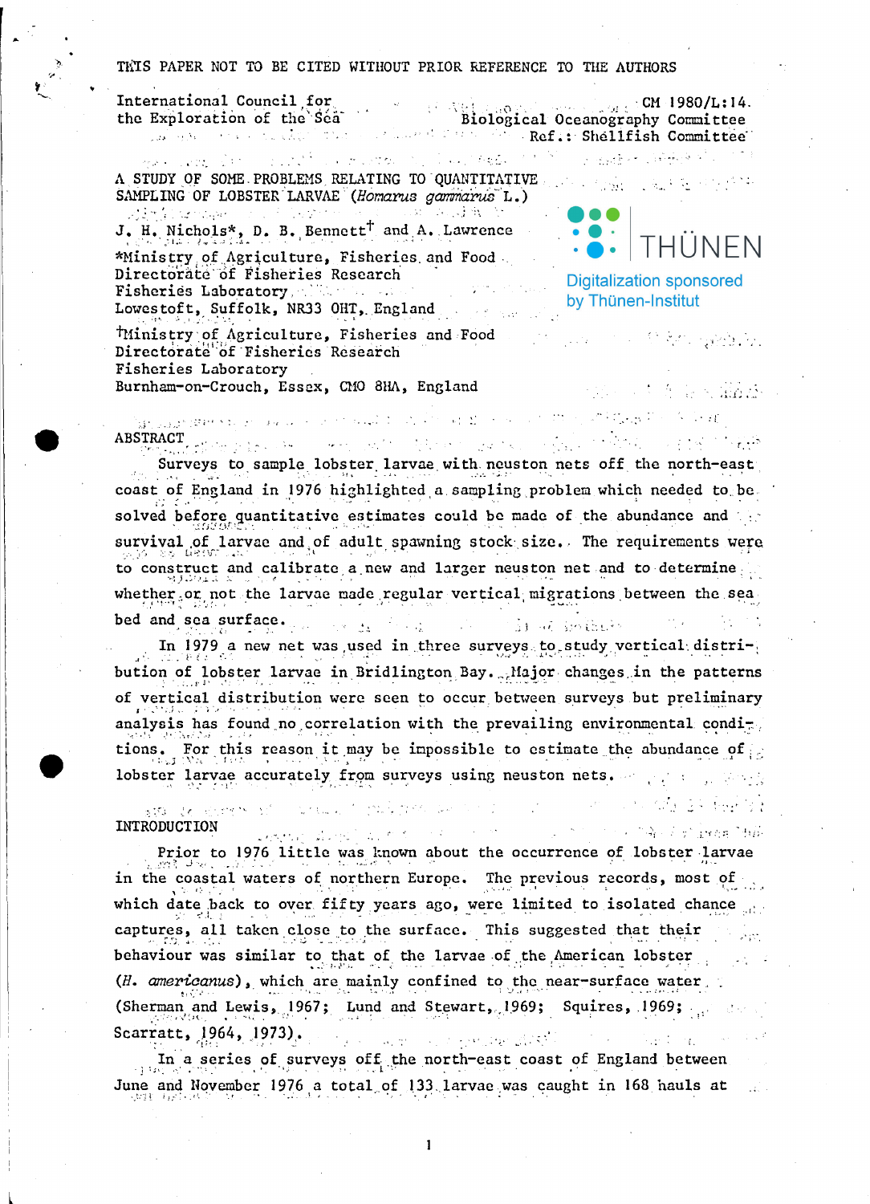THIS PAPER NOT TO BE CITED WITHOUT PRIOR REFERENCE TO THE AUTHORS

International Council for the Exploration of the Sea

CM 1980/L:14.
Biological Oceanography Committee
Ref.: Shellfish Committee

# A STUDY OF SOME PROBLEMS RELATING TO QUANTITATIVE SAMPLING OF LOBSTER LARVAE (*Homarus gammarus* L.)

J. H. Nichols*, D. B. Bennett† and A. Lawrence

*Ministry of Agriculture, Fisheries and Food
Directorate of Fisheries Research
Fisheries Laboratory
Lowestoft, Suffolk, NR33 OHT, England

†Ministry of Agriculture, Fisheries and Food
Directorate of Fisheries Research
Fisheries Laboratory
Burnham-on-Crouch, Essex, CMO 8HA, England

## ABSTRACT

Surveys to sample lobster larvae with neuston nets off the north-east coast of England in 1976 highlighted a sampling problem which needed to be solved before quantitative estimates could be made of the abundance and survival of larvae and of adult spawning stock size. The requirements were to construct and calibrate a new and larger neuston net and to determine whether or not the larvae made regular vertical migrations between the sea bed and sea surface.

In 1979 a new net was used in three surveys to study vertical distribution of lobster larvae in Bridlington Bay. Major changes in the patterns of vertical distribution were seen to occur between surveys but preliminary analysis has found no correlation with the prevailing environmental conditions. For this reason it may be impossible to estimate the abundance of lobster larvae accurately from surveys using neuston nets.

## INTRODUCTION

Prior to 1976 little was known about the occurrence of lobster larvae in the coastal waters of northern Europe. The previous records, most of which date back to over fifty years ago, were limited to isolated chance captures, all taken close to the surface. This suggested that their behaviour was similar to that of the larvae of the American lobster (*H. americanus*), which are mainly confined to the near-surface water (Sherman and Lewis, 1967; Lund and Stewart, 1969; Squires, 1969; Scarratt, 1964, 1973).

In a series of surveys off the north-east coast of England between June and November 1976 a total of 133 larvae was caught in 168 hauls at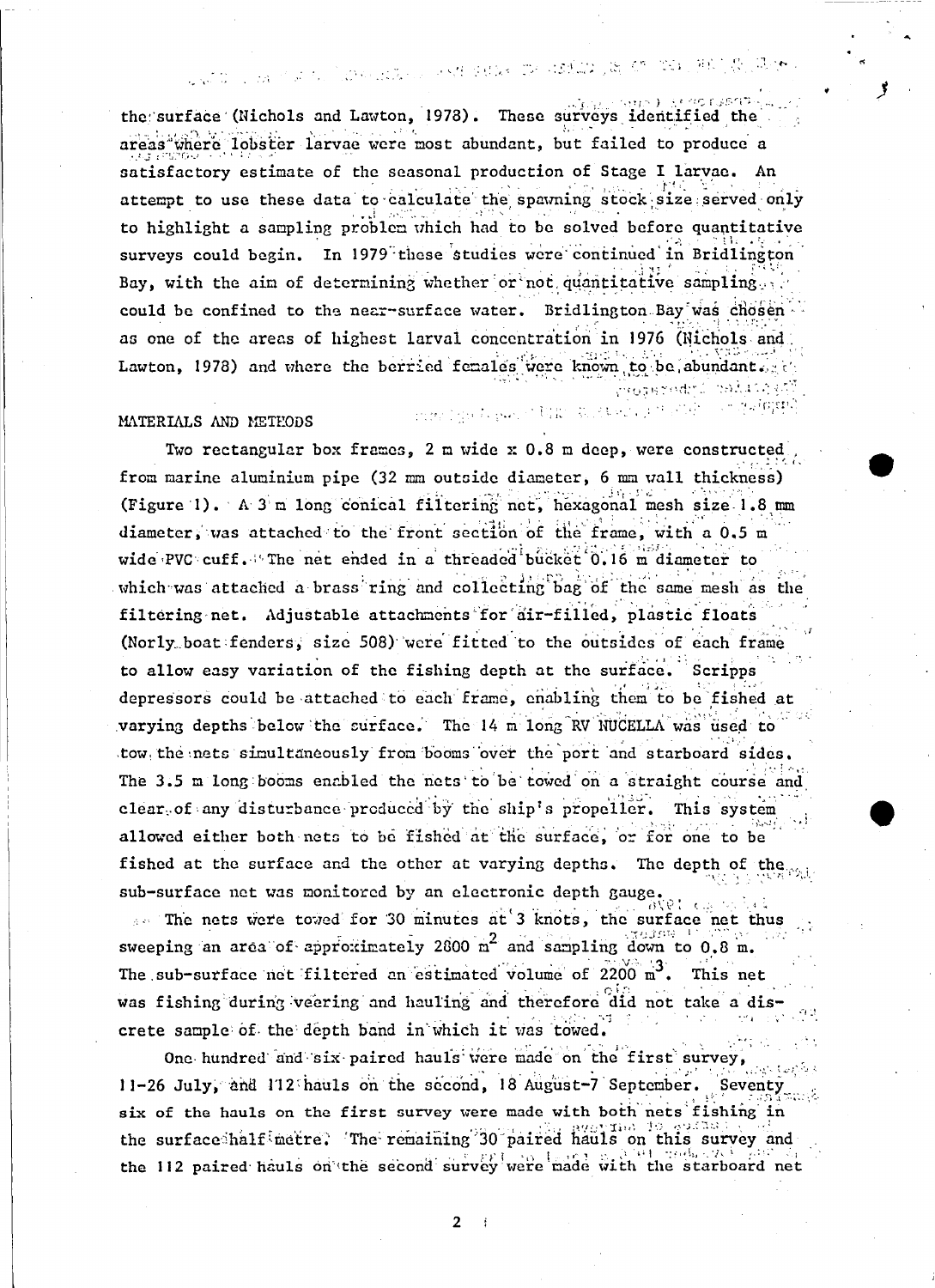the surface (Nichols and Lawton, 1978). These surveys identified the areas where lobster larvae were most abundant, but failed to produce a satisfactory estimate of the seasonal production of Stage I larvae. An attempt to use these data to calculate the spawning stock size served only to highlight a sampling problem which had to be solved before quantitative surveys could begin. In 1979 these studies were continued in Bridlington Bay, with the aim of determining whether or not quantitative sampling could be confined to the near-surface water. Bridlington Bay was chosen as one of the areas of highest larval concentration in 1976 (Nichols and Lawton, 1978) and where the berried females were known to be abundant.

## MATERIALS AND METHODS

Two rectangular box frames, 2 m wide x 0.8 m deep, were constructed from marine aluminium pipe (32 mm outside diameter, 6 mm wall thickness) (Figure 1). A 3 m long conical filtering net, hexagonal mesh size 1.8 mm diameter, was attached to the front section of the frame, with a 0.5 m wide PVC cuff. The net ended in a threaded bucket 0.16 m diameter to which was attached a brass ring and collecting bag of the same mesh as the filtering net. Adjustable attachments for air-filled, plastic floats (Norly boat fenders, size 508) were fitted to the outsides of each frame to allow easy variation of the fishing depth at the surface. Scripps depressors could be attached to each frame, enabling them to be fished at varying depths below the surface. The 14 m long RV NUCELLA was used to tow the nets simultaneously from booms over the port and starboard sides. The 3.5 m long booms enabled the nets to be towed on a straight course and clear of any disturbance produced by the ship's propeller. This system allowed either both nets to be fished at the surface, or for one to be fished at the surface and the other at varying depths. The depth of the sub-surface net was monitored by an electronic depth gauge.

The nets were towed for 30 minutes at 3 knots, the surface net thus sweeping an area of approximately 2800 $m^2$ and sampling down to 0.8 m. The sub-surface net filtered an estimated volume of 2200 $m^3$. This net was fishing during veering and hauling and therefore did not take a discrete sample of the depth band in which it was towed.

One hundred and six paired hauls were made on the first survey, 11-26 July, and 112 hauls on the second, 18 August-7 September. Seventy six of the hauls on the first survey were made with both nets fishing in the surface half metre. The remaining 30 paired hauls on this survey and the 112 paired hauls on the second survey were made with the starboard net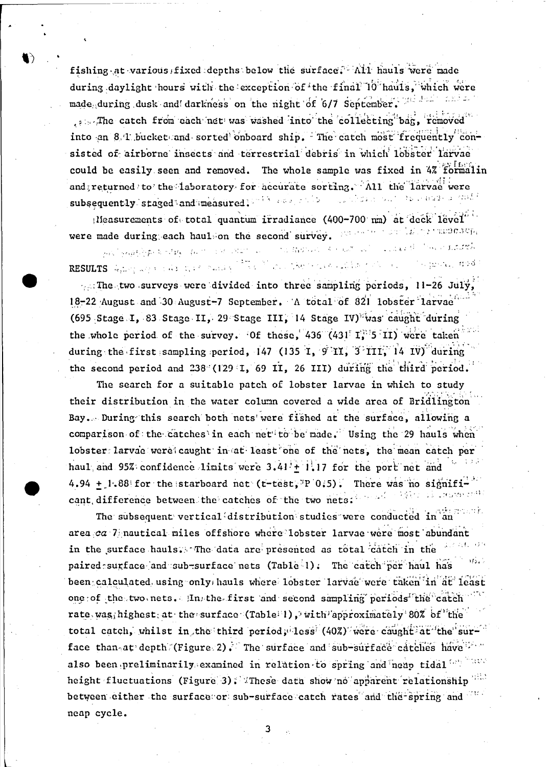fishing at various fixed depths below the surface. All hauls were made during daylight hours with the exception of the final 10 hauls, which were made during dusk and darkness on the night of 6/7 September.

The catch from each net was washed into the collecting bag, removed into an 8 l bucket and sorted onboard ship. The catch most frequently consisted of airborne insects and terrestrial debris in which lobster larvae could be easily seen and removed. The whole sample was fixed in 4% formalin and returned to the laboratory for accurate sorting. All the larvae were subsequently staged and measured.

Measurements of total quantum irradiance (400-700 nm) at deck level were made during each haul on the second survey.

## RESULTS

The two surveys were divided into three sampling periods, 11-26 July, 18-22 August and 30 August-7 September. A total of 821 lobster larvae (695 Stage I, 83 Stage II, 29 Stage III, 14 Stage IV) was caught during the whole period of the survey. Of these, 436 (431 I, 5 II) were taken during the first sampling period, 147 (135 I, 9 II, 3 III, 14 IV) during the second period and 238 (129 I, 69 II, 26 III) during the third period.

The search for a suitable patch of lobster larvae in which to study their distribution in the water column covered a wide area of Bridlington Bay. During this search both nets were fished at the surface, allowing a comparison of the catches in each net to be made. Using the 29 hauls when lobster larvae were caught in at least one of the nets, the mean catch per haul and 95% confidence limits were $3.41 \pm 1.17$ for the port net and $4.94 \pm 1.88$ for the starboard net (t-test, $P$ 0.5). There was no significant difference between the catches of the two nets.

The subsequent vertical distribution studies were conducted in an area *ca* 7 nautical miles offshore where lobster larvae were most abundant in the surface hauls. The data are presented as total catch in the paired surface and sub-surface nets (Table 1). The catch per haul has been calculated using only hauls where lobster larvae were taken in at least one of the two nets. In the first and second sampling periods the catch rate was highest at the surface (Table 1), with approximately 80% of the total catch, whilst in the third period, less (40%) were caught at the surface than at depth (Figure 2). The surface and sub-surface catches have also been preliminarily examined in relation to spring and neap tidal height fluctuations (Figure 3). These data show no apparent relationship between either the surface or sub-surface catch rates and the spring and neap cycle.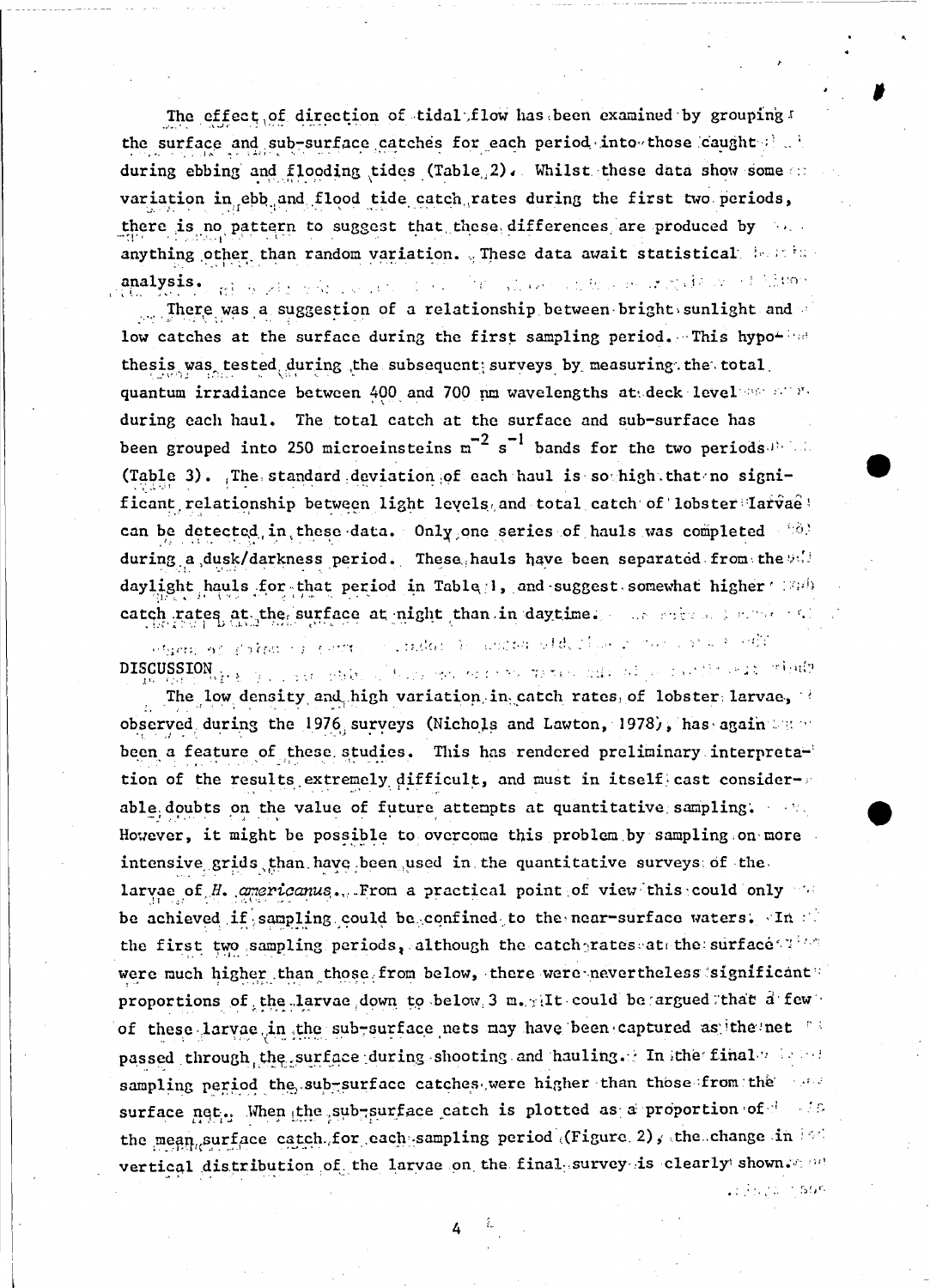The effect of direction of tidal flow has been examined by grouping the surface and sub-surface catches for each period into those caught during ebbing and flooding tides (Table 2). Whilst these data show some variation in ebb and flood tide catch rates during the first two periods, there is no pattern to suggest that these differences are produced by anything other than random variation. These data await statistical analysis.

There was a suggestion of a relationship between bright sunlight and low catches at the surface during the first sampling period. This hypothesis was tested during the subsequent surveys by measuring the total quantum irradiance between 400 and 700 nm wavelengths at deck level during each haul. The total catch at the surface and sub-surface has been grouped into 250 microeinsteins $m^{-2}$ $s^{-1}$ bands for the two periods (Table 3). The standard deviation of each haul is so high that no significant relationship between light levels and total catch of lobster larvae can be detected in these data. Only one series of hauls was completed during a dusk/darkness period. These hauls have been separated from the daylight hauls for that period in Table 1, and suggest somewhat higher catch rates at the surface at night than in daytime.

## DISCUSSION

The low density and high variation in catch rates of lobster larvae, observed during the 1976 surveys (Nichols and Lawton, 1978), has again been a feature of these studies. This has rendered preliminary interpretation of the results extremely difficult, and must in itself cast considerable doubts on the value of future attempts at quantitative sampling. However, it might be possible to overcome this problem by sampling on more intensive grids than have been used in the quantitative surveys of the larvae of *H. americanus*. From a practical point of view this could only be achieved if sampling could be confined to the near-surface waters. In the first two sampling periods, although the catch rates at the surface were much higher than those from below, there were nevertheless significant proportions of the larvae down to below 3 m. It could be argued that a few of these larvae in the sub-surface nets may have been captured as the net passed through the surface during shooting and hauling. In the final sampling period the sub-surface catches were higher than those from the surface net. When the sub-surface catch is plotted as a proportion of the mean surface catch for each sampling period (Figure 2), the change in vertical distribution of the larvae on the final survey is clearly shown.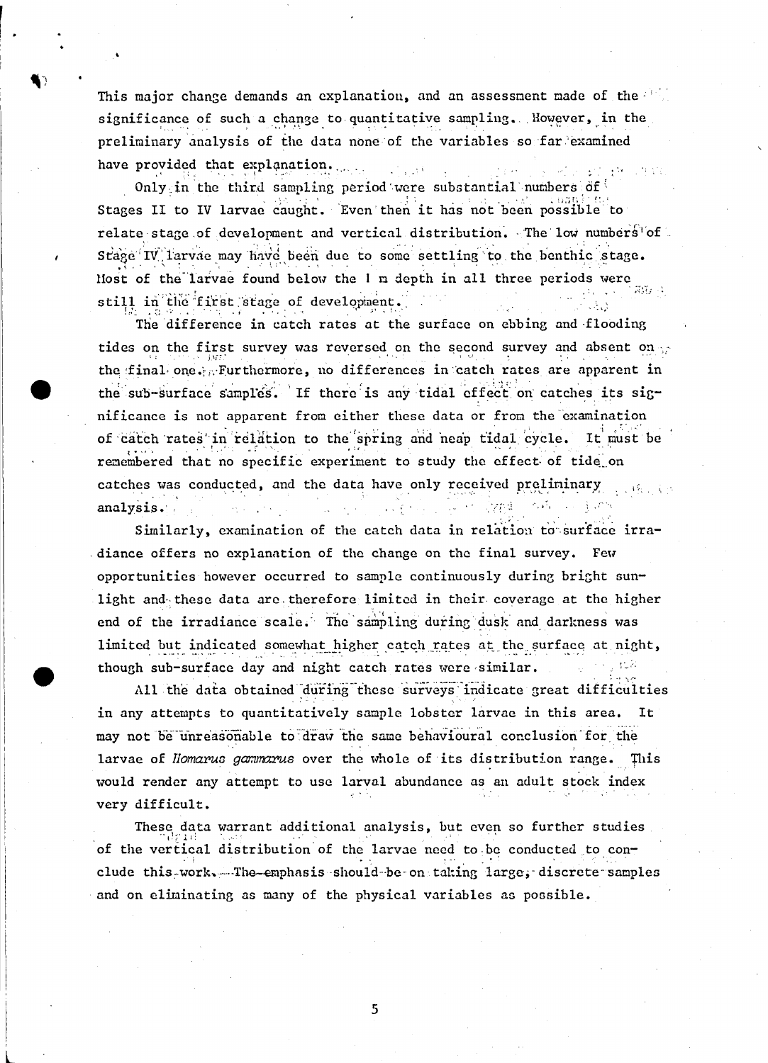This major change demands an explanation, and an assessment made of the significance of such a change to quantitative sampling. However, in the preliminary analysis of the data none of the variables so far examined have provided that explanation.

Only in the third sampling period were substantial numbers of Stages II to IV larvae caught. Even then it has not been possible to relate stage of development and vertical distribution. The low numbers of Stage IV larvae may have been due to some settling to the benthic stage. Most of the larvae found below the 1 m depth in all three periods were still in the first stage of development.

The difference in catch rates at the surface on ebbing and flooding tides on the first survey was reversed on the second survey and absent on the final one. Furthermore, no differences in catch rates are apparent in the sub-surface samples. If there is any tidal effect on catches its significance is not apparent from either these data or from the examination of catch rates in relation to the spring and neap tidal cycle. It must be remembered that no specific experiment to study the effect of tide on catches was conducted, and the data have only received preliminary analysis.

Similarly, examination of the catch data in relation to surface irradiance offers no explanation of the change on the final survey. Few opportunities however occurred to sample continuously during bright sunlight and these data are therefore limited in their coverage at the higher end of the irradiance scale. The sampling during dusk and darkness was limited but indicated somewhat higher catch rates at the surface at night, though sub-surface day and night catch rates were similar.

All the data obtained during these surveys indicate great difficulties in any attempts to quantitatively sample lobster larvae in this area. It may not be unreasonable to draw the same behavioural conclusion for the larvae of *Homarus gammarus* over the whole of its distribution range. This would render any attempt to use larval abundance as an adult stock index very difficult.

These data warrant additional analysis, but even so further studies of the vertical distribution of the larvae need to be conducted to conclude this work. The emphasis should be on taking large, discrete samples and on eliminating as many of the physical variables as possible.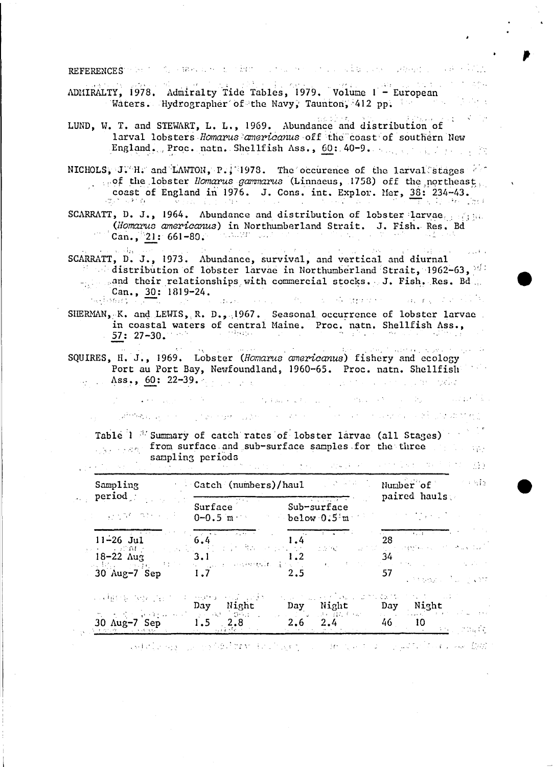REFERENCES

ADMIRALTY, 1978. Admiralty Tide Tables, 1979. Volume 1 - European Waters. Hydrographer of the Navy, Taunton, 412 pp.

LUND, W. T. and STEWART, L. L., 1969. Abundance and distribution of larval lobsters *Homarus americanus* off the coast of southern New England. Proc. natn. Shellfish Ass., 60: 40-9.

NICHOLS, J. H. and LAWTON, P., 1978. The occurence of the larval stages of the lobster *Homarus gammarus* (Linnaeus, 1758) off the northeast coast of England in 1976. J. Cons. int. Explor. Mer, 38: 234-43.

SCARRATT, D. J., 1964. Abundance and distribution of lobster larvae (*Homarus americanus*) in Northumberland Strait. J. Fish. Res. Bd Can., 21: 661-80.

SCARRATT, D. J., 1973. Abundance, survival, and vertical and diurnal distribution of lobster larvae in Northumberland Strait, 1962-63, and their relationships with commercial stocks. J. Fish. Res. Bd Can., 30: 1819-24.

SHERMAN, K. and LEWIS, R. D., 1967. Seasonal occurrence of lobster larvae in coastal waters of central Maine. Proc. natn. Shellfish Ass., 57: 27-30.

SQUIRES, H. J., 1969. Lobster (*Homarus americanus*) fishery and ecology Port au Port Bay, Newfoundland, 1960-65. Proc. natn. Shellfish Ass., 60: 22-39.

Table 1 Summary of catch rates of lobster larvae (all Stages) from surface and sub-surface samples for the three sampling periods

| Sampling period | Catch (numbers)/haul | | | | Number of paired hauls | |
|---|---|---|---|---|---|---|
| | Surface 0-0.5 m | | Sub-surface below 0.5 m | | | |
| 11-26 Jul | 6.4 | | 1.4 | | 28 | |
| 18-22 Aug | 3.1 | | 1.2 | | 34 | |
| 30 Aug-7 Sep | 1.7 | | 2.5 | | 57 | |
| | Day | Night | Day | Night | Day | Night |
| 30 Aug-7 Sep | 1.5 | 2.8 | 2.6 | 2.4 | 46 | 10 |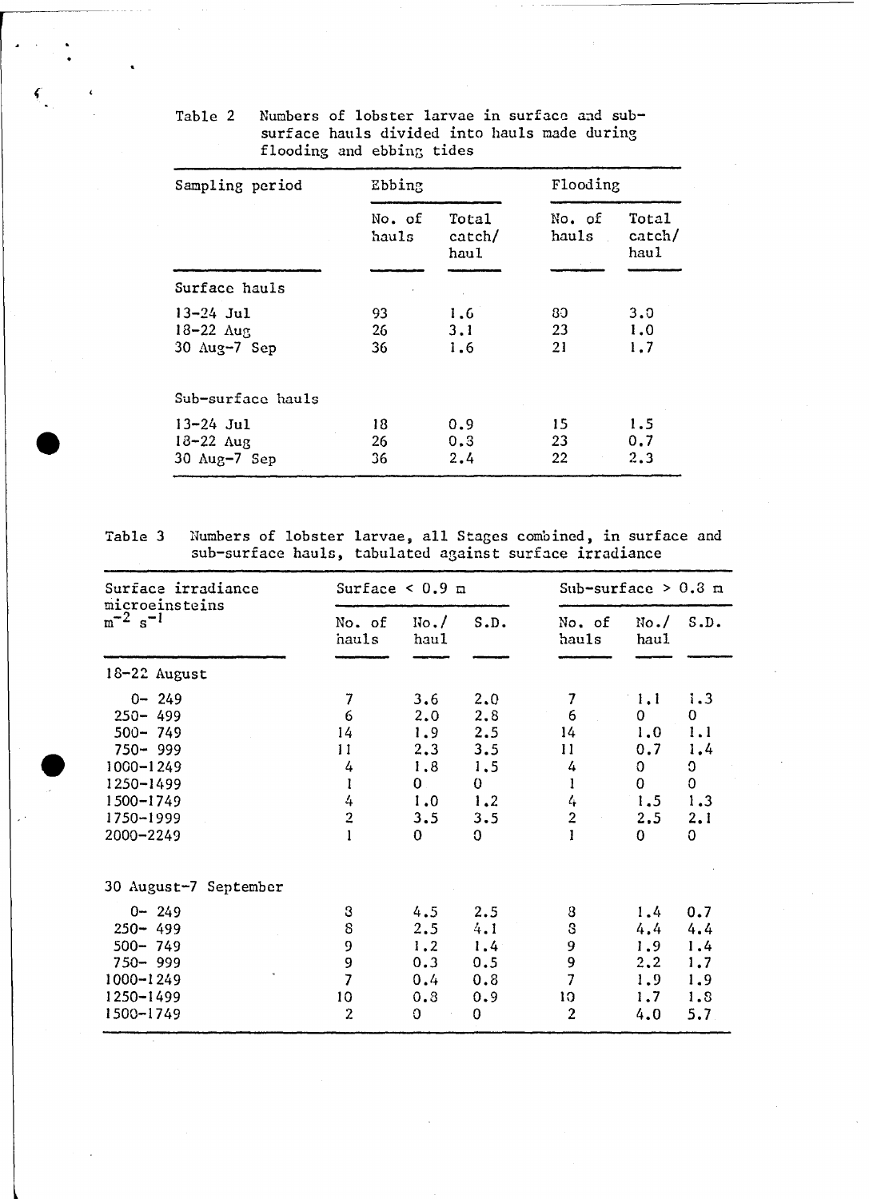Table 2 Numbers of lobster larvae in surface and sub-surface hauls divided into hauls made during flooding and ebbing tides

| Sampling period | Ebbing | | Flooding | |
|---|---|---|---|---|
| | No. of hauls | Total catch/haul | No. of hauls | Total catch/haul |
| Surface hauls | | | | |
| 13-24 Jul | 93 | 1.6 | 80 | 3.0 |
| 18-22 Aug | 26 | 3.1 | 23 | 1.0 |
| 30 Aug-7 Sep | 36 | 1.6 | 21 | 1.7 |
| Sub-surface hauls | | | | |
| 13-24 Jul | 18 | 0.9 | 15 | 1.5 |
| 18-22 Aug | 26 | 0.3 | 23 | 0.7 |
| 30 Aug-7 Sep | 36 | 2.4 | 22 | 2.3 |

Table 3 Numbers of lobster larvae, all Stages combined, in surface and sub-surface hauls, tabulated against surface irradiance

| Surface irradiance microeinsteins $m^{-2}$ $s^{-1}$ | Surface < 0.9 m | | | Sub-surface > 0.8 m | | |
|---|---|---|---|---|---|---|
| | No. of hauls | No./haul | S.D. | No. of hauls | No./haul | S.D. |
| 18-22 August | | | | | | |
| 0- 249 | 7 | 3.6 | 2.0 | 7 | 1.1 | 1.3 |
| 250- 499 | 6 | 2.0 | 2.8 | 6 | 0 | 0 |
| 500- 749 | 14 | 1.9 | 2.5 | 14 | 1.0 | 1.1 |
| 750- 999 | 11 | 2.3 | 3.5 | 11 | 0.7 | 1.4 |
| 1000-1249 | 4 | 1.8 | 1.5 | 4 | 0 | 0 |
| 1250-1499 | 1 | 0 | 0 | 1 | 0 | 0 |
| 1500-1749 | 4 | 1.0 | 1.2 | 4 | 1.5 | 1.3 |
| 1750-1999 | 2 | 3.5 | 3.5 | 2 | 2.5 | 2.1 |
| 2000-2249 | 1 | 0 | 0 | 1 | 0 | 0 |
| 30 August-7 September | | | | | | |
| 0- 249 | 8 | 4.5 | 2.5 | 8 | 1.4 | 0.7 |
| 250- 499 | 8 | 2.5 | 4.1 | 8 | 4.4 | 4.4 |
| 500- 749 | 9 | 1.2 | 1.4 | 9 | 1.9 | 1.4 |
| 750- 999 | 9 | 0.3 | 0.5 | 9 | 2.2 | 1.7 |
| 1000-1249 | 7 | 0.4 | 0.8 | 7 | 1.9 | 1.9 |
| 1250-1499 | 10 | 0.8 | 0.9 | 10 | 1.7 | 1.8 |
| 1500-1749 | 2 | 0 | 0 | 2 | 4.0 | 5.7 |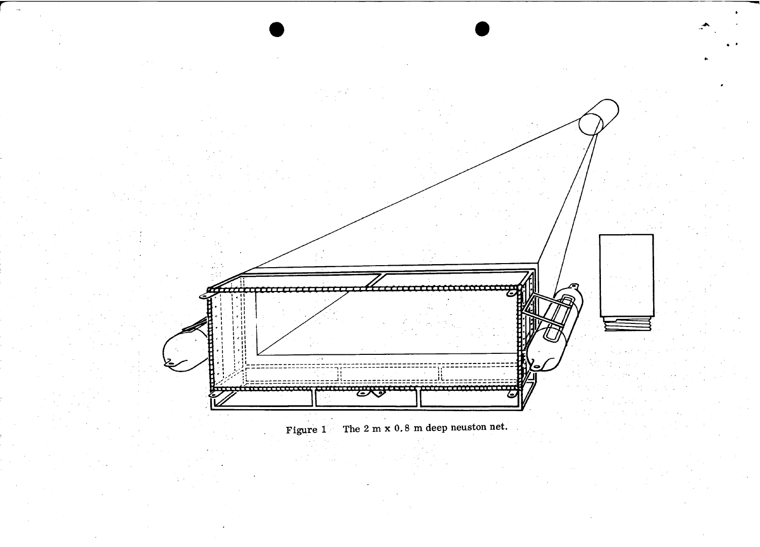Figure 1 The 2 m x 0.8 m deep neuston net.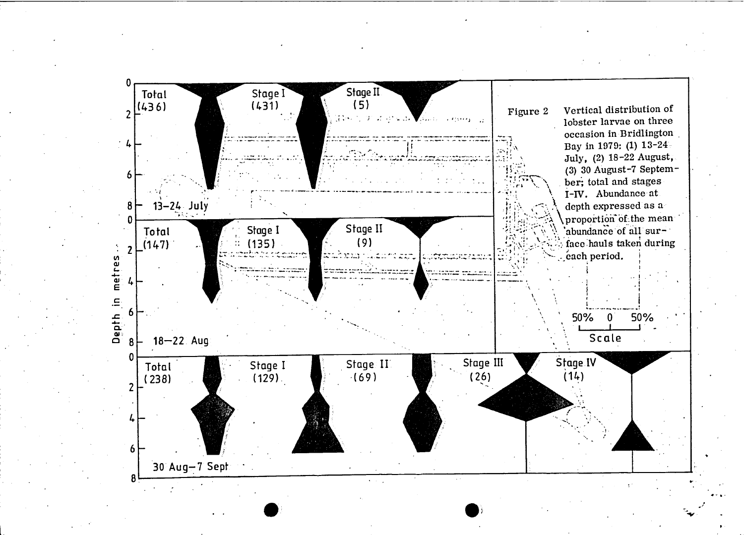Figure 2 Vertical distribution of lobster larvae on three occasion in Bridlington Bay in 1979: (1) 13-24 July, (2) 18-22 August, (3) 30 August-7 September; total and stages I-IV. Abundance at depth expressed as a proportion of the mean abundance of all surface hauls taken during each period.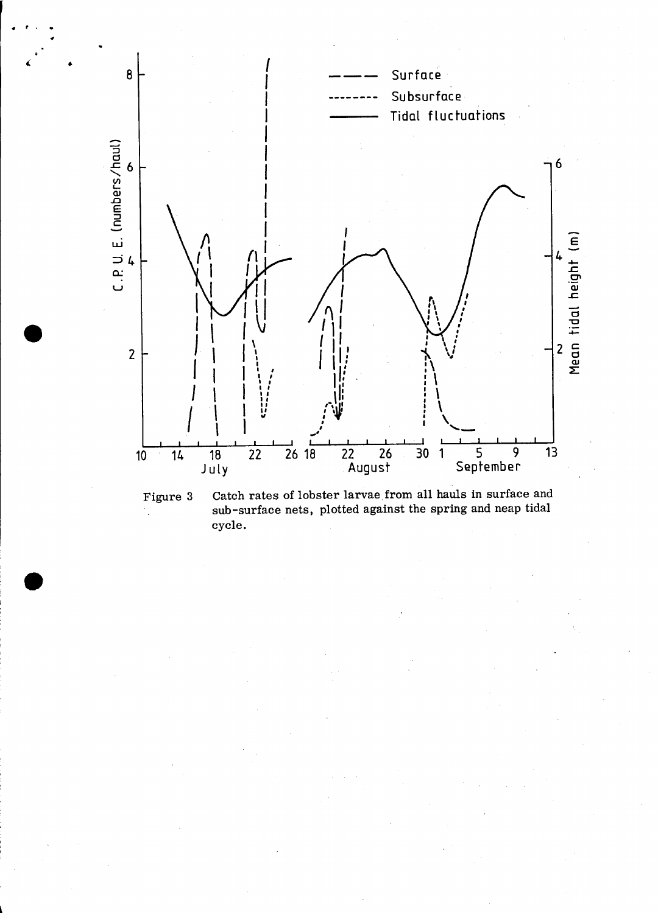Surface

Subsurface

Tidal fluctuations

C.P.U.E. (numbers/haul)

8

6

4

2

Mean tidal height (m)

6

4

2

10 14 18 22 26 18 22 26 30 1 5 9 13

July

August

September

Figure 3 Catch rates of lobster larvae from all hauls in surface and sub-surface nets, plotted against the spring and neap tidal cycle.